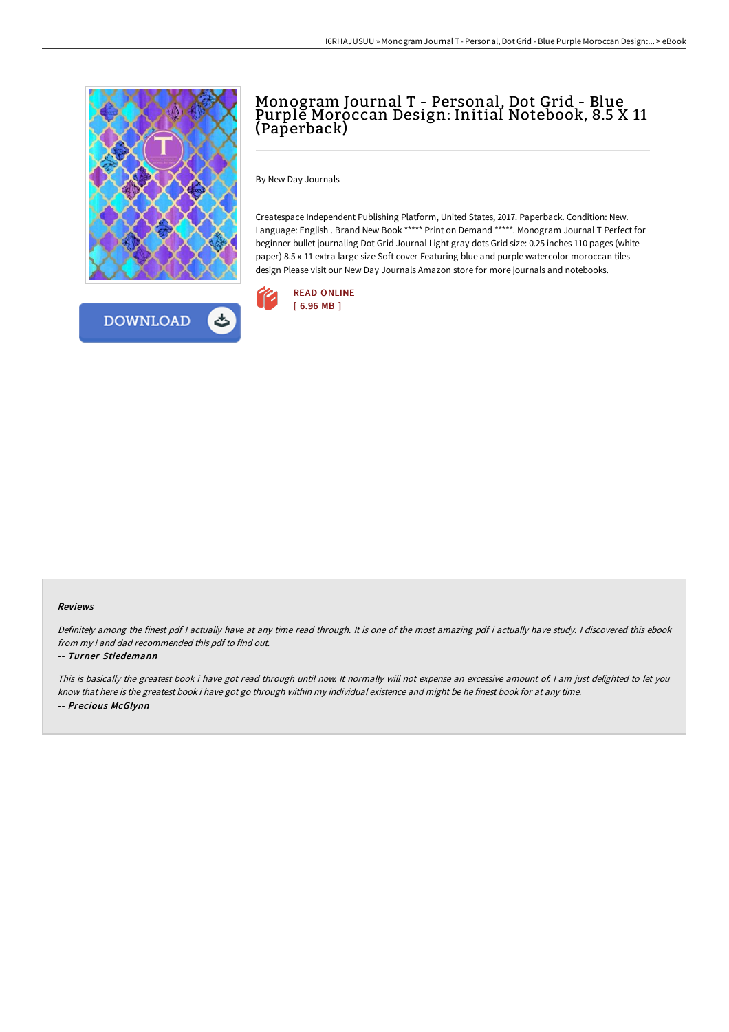# Monogram Journal T - Personal, Dot Grid - Blue Purple Moroccan Design: Initial Notebook, 8.5 X 11 (Paperback)

By New Day Journals

Createspace Independent Publishing Platform, United States, 2017. Paperback. Condition: New. Language: English . Brand New Book ***** Print on Demand *****. Monogram Journal T Perfect for beginner bullet journaling Dot Grid Journal Light gray dots Grid size: 0.25 inches 110 pages (white paper) 8.5 x 11 extra large size Soft cover Featuring blue and purple watercolor moroccan tiles design Please visit our New Day Journals Amazon store for more journals and notebooks.

READ ONLINE
[ 6.96 MB ]

DOWNLOAD

### Reviews

*Definitely among the finest pdf I actually have at any time read through. It is one of the most amazing pdf i actually have study. I discovered this ebook from my i and dad recommended this pdf to find out.*

-- *Turner Stiedemann*

*This is basically the greatest book i have got read through until now. It normally will not expense an excessive amount of. I am just delighted to let you know that here is the greatest book i have got go through within my individual existence and might be he finest book for at any time.*

-- *Precious McGlynn*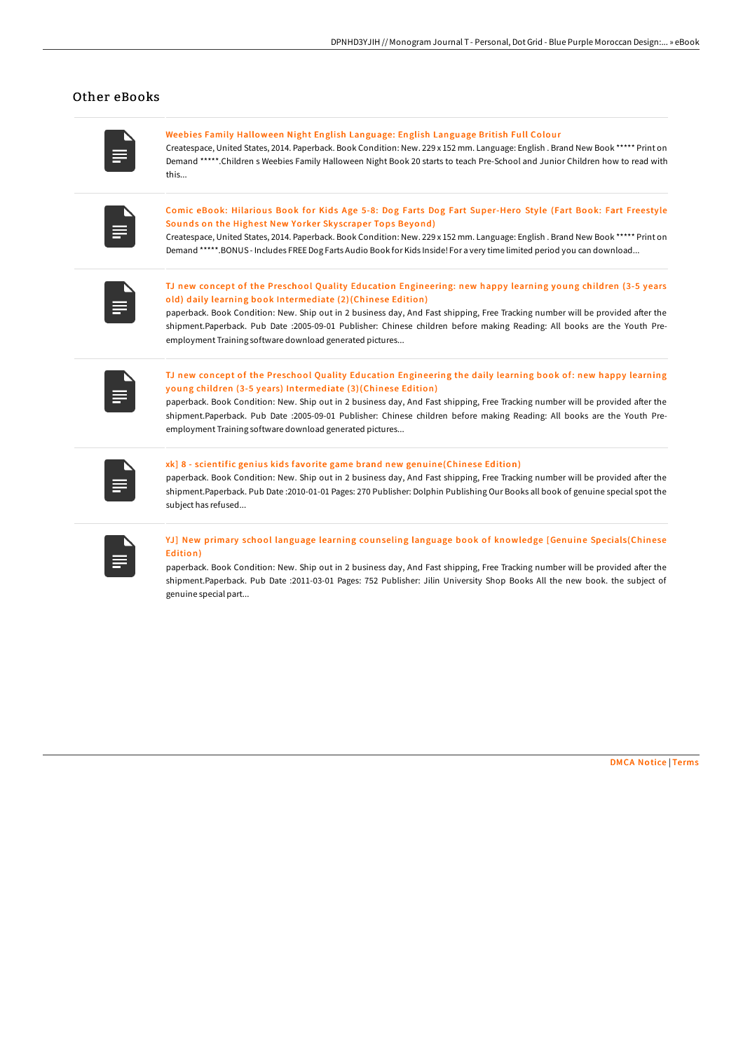## Other eBooks

**Weebies Family Halloween Night English Language: English Language British Full Colour**

Createspace, United States, 2014. Paperback. Book Condition: New. 229 x 152 mm. Language: English . Brand New Book ***** Print on Demand *****.Children s Weebies Family Halloween Night Book 20 starts to teach Pre-School and Junior Children how to read with this...

**Comic eBook: Hilarious Book for Kids Age 5-8: Dog Farts Dog Fart Super-Hero Style (Fart Book: Fart Freestyle Sounds on the Highest New Yorker Skyscraper Tops Beyond)**

Createspace, United States, 2014. Paperback. Book Condition: New. 229 x 152 mm. Language: English . Brand New Book ***** Print on Demand *****.BONUS - Includes FREE Dog Farts Audio Book for Kids Inside! For a very time limited period you can download...

**TJ new concept of the Preschool Quality Education Engineering: new happy learning young children (3-5 years old) daily learning book Intermediate (2)(Chinese Edition)**

paperback. Book Condition: New. Ship out in 2 business day, And Fast shipping, Free Tracking number will be provided after the shipment.Paperback. Pub Date :2005-09-01 Publisher: Chinese children before making Reading: All books are the Youth Pre-employment Training software download generated pictures...

**TJ new concept of the Preschool Quality Education Engineering the daily learning book of: new happy learning young children (3-5 years) Intermediate (3)(Chinese Edition)**

paperback. Book Condition: New. Ship out in 2 business day, And Fast shipping, Free Tracking number will be provided after the shipment.Paperback. Pub Date :2005-09-01 Publisher: Chinese children before making Reading: All books are the Youth Pre-employment Training software download generated pictures...

**xk] 8 - scientific genius kids favorite game brand new genuine(Chinese Edition)**

paperback. Book Condition: New. Ship out in 2 business day, And Fast shipping, Free Tracking number will be provided after the shipment.Paperback. Pub Date :2010-01-01 Pages: 270 Publisher: Dolphin Publishing Our Books all book of genuine special spot the subject has refused...

**YJ] New primary school language learning counseling language book of knowledge [Genuine Specials(Chinese Edition)**

paperback. Book Condition: New. Ship out in 2 business day, And Fast shipping, Free Tracking number will be provided after the shipment.Paperback. Pub Date :2011-03-01 Pages: 752 Publisher: Jilin University Shop Books All the new book. the subject of genuine special part...